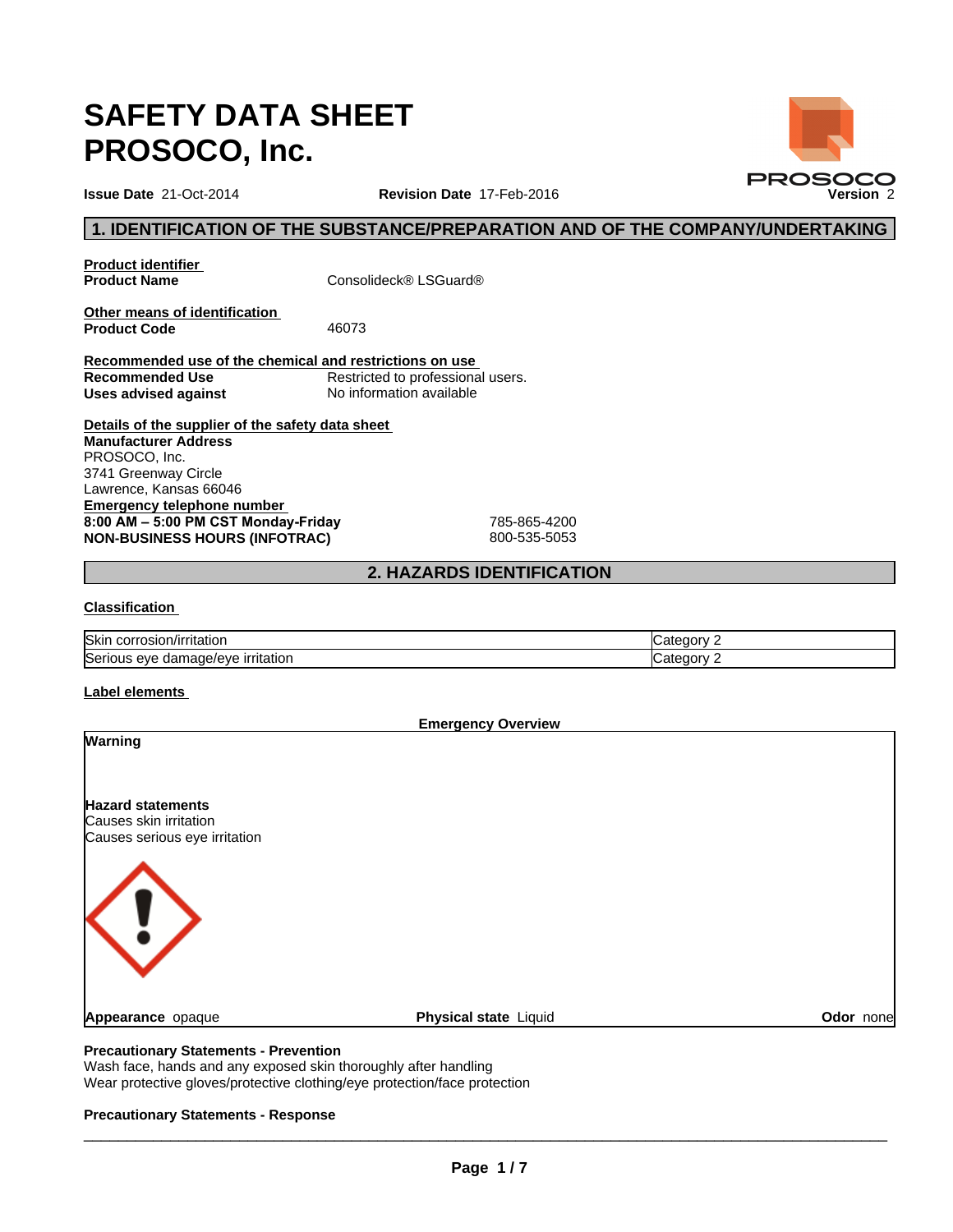# SAFETY DATA SHEET
# PROSOCO, Inc.

**Issue Date** 21-Oct-2014 **Revision Date** 17-Feb-2016 **Version** 2

## 1. IDENTIFICATION OF THE SUBSTANCE/PREPARATION AND OF THE COMPANY/UNDERTAKING

**Product identifier**

**Product Name** Consolideck® LSGuard®

**Other means of identification**

**Product Code** 46073

**Recommended use of the chemical and restrictions on use**

**Recommended Use** Restricted to professional users.

**Uses advised against** No information available

**Details of the supplier of the safety data sheet**

**Manufacturer Address**
PROSOCO, Inc.
3741 Greenway Circle
Lawrence, Kansas 66046

**Emergency telephone number**

**8:00 AM – 5:00 PM CST Monday-Friday** 785-865-4200

**NON-BUSINESS HOURS (INFOTRAC)** 800-535-5053

## 2. HAZARDS IDENTIFICATION

**Classification**

| | |
|---|---|
| Skin corrosion/irritation | Category 2 |
| Serious eye damage/eye irritation | Category 2 |

**Label elements**

**Emergency Overview**

**Warning**

**Hazard statements**
Causes skin irritation
Causes serious eye irritation

**Appearance** opaque **Physical state** Liquid **Odor** none

**Precautionary Statements - Prevention**
Wash face, hands and any exposed skin thoroughly after handling
Wear protective gloves/protective clothing/eye protection/face protection

**Precautionary Statements - Response**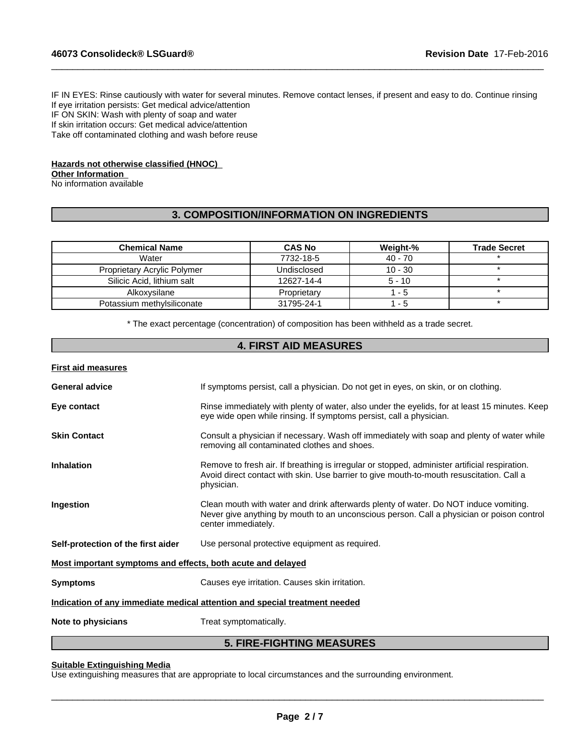IF IN EYES: Rinse cautiously with water for several minutes. Remove contact lenses, if present and easy to do. Continue rinsing
If eye irritation persists: Get medical advice/attention
IF ON SKIN: Wash with plenty of soap and water
If skin irritation occurs: Get medical advice/attention
Take off contaminated clothing and wash before reuse

**Hazards not otherwise classified (HNOC)**

**Other Information**

No information available

## 3. COMPOSITION/INFORMATION ON INGREDIENTS

| Chemical Name | CAS No | Weight-% | Trade Secret |
|---|---|---|---|
| Water | 7732-18-5 | 40 - 70 | * |
| Proprietary Acrylic Polymer | Undisclosed | 10 - 30 | * |
| Silicic Acid, lithium salt | 12627-14-4 | 5 - 10 | * |
| Alkoxysilane | Proprietary | 1 - 5 | * |
| Potassium methylsiliconate | 31795-24-1 | 1 - 5 | * |

* The exact percentage (concentration) of composition has been withheld as a trade secret.

## 4. FIRST AID MEASURES

**First aid measures**

**General advice** If symptoms persist, call a physician. Do not get in eyes, on skin, or on clothing.

**Eye contact** Rinse immediately with plenty of water, also under the eyelids, for at least 15 minutes. Keep eye wide open while rinsing. If symptoms persist, call a physician.

**Skin Contact** Consult a physician if necessary. Wash off immediately with soap and plenty of water while removing all contaminated clothes and shoes.

**Inhalation** Remove to fresh air. If breathing is irregular or stopped, administer artificial respiration. Avoid direct contact with skin. Use barrier to give mouth-to-mouth resuscitation. Call a physician.

**Ingestion** Clean mouth with water and drink afterwards plenty of water. Do NOT induce vomiting. Never give anything by mouth to an unconscious person. Call a physician or poison control center immediately.

**Self-protection of the first aider** Use personal protective equipment as required.

**Most important symptoms and effects, both acute and delayed**

**Symptoms** Causes eye irritation. Causes skin irritation.

**Indication of any immediate medical attention and special treatment needed**

**Note to physicians** Treat symptomatically.

## 5. FIRE-FIGHTING MEASURES

**Suitable Extinguishing Media**

Use extinguishing measures that are appropriate to local circumstances and the surrounding environment.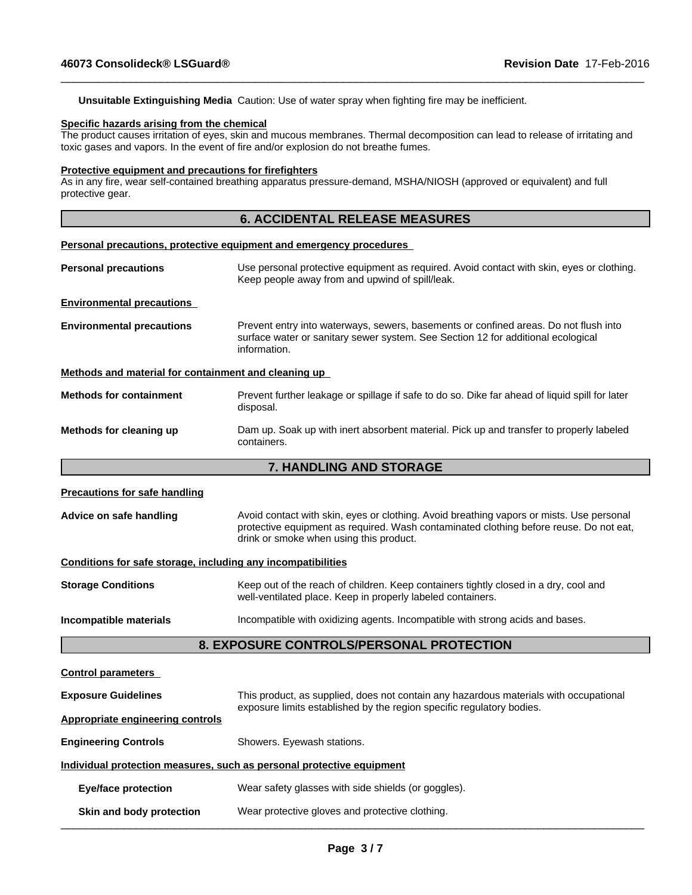**Unsuitable Extinguishing Media** Caution: Use of water spray when fighting fire may be inefficient.

**Specific hazards arising from the chemical**

The product causes irritation of eyes, skin and mucous membranes. Thermal decomposition can lead to release of irritating and toxic gases and vapors. In the event of fire and/or explosion do not breathe fumes.

**Protective equipment and precautions for firefighters**

As in any fire, wear self-contained breathing apparatus pressure-demand, MSHA/NIOSH (approved or equivalent) and full protective gear.

## 6. ACCIDENTAL RELEASE MEASURES

**Personal precautions, protective equipment and emergency procedures**

**Personal precautions** Use personal protective equipment as required. Avoid contact with skin, eyes or clothing. Keep people away from and upwind of spill/leak.

**Environmental precautions**

**Environmental precautions** Prevent entry into waterways, sewers, basements or confined areas. Do not flush into surface water or sanitary sewer system. See Section 12 for additional ecological information.

**Methods and material for containment and cleaning up**

**Methods for containment** Prevent further leakage or spillage if safe to do so. Dike far ahead of liquid spill for later disposal.

**Methods for cleaning up** Dam up. Soak up with inert absorbent material. Pick up and transfer to properly labeled containers.

## 7. HANDLING AND STORAGE

**Precautions for safe handling**

**Advice on safe handling** Avoid contact with skin, eyes or clothing. Avoid breathing vapors or mists. Use personal protective equipment as required. Wash contaminated clothing before reuse. Do not eat, drink or smoke when using this product.

**Conditions for safe storage, including any incompatibilities**

**Storage Conditions** Keep out of the reach of children. Keep containers tightly closed in a dry, cool and well-ventilated place. Keep in properly labeled containers.

**Incompatible materials** Incompatible with oxidizing agents. Incompatible with strong acids and bases.

## 8. EXPOSURE CONTROLS/PERSONAL PROTECTION

**Control parameters**

**Exposure Guidelines** This product, as supplied, does not contain any hazardous materials with occupational exposure limits established by the region specific regulatory bodies.

**Appropriate engineering controls**

**Engineering Controls** Showers. Eyewash stations.

**Individual protection measures, such as personal protective equipment**

**Eye/face protection** Wear safety glasses with side shields (or goggles).

**Skin and body protection** Wear protective gloves and protective clothing.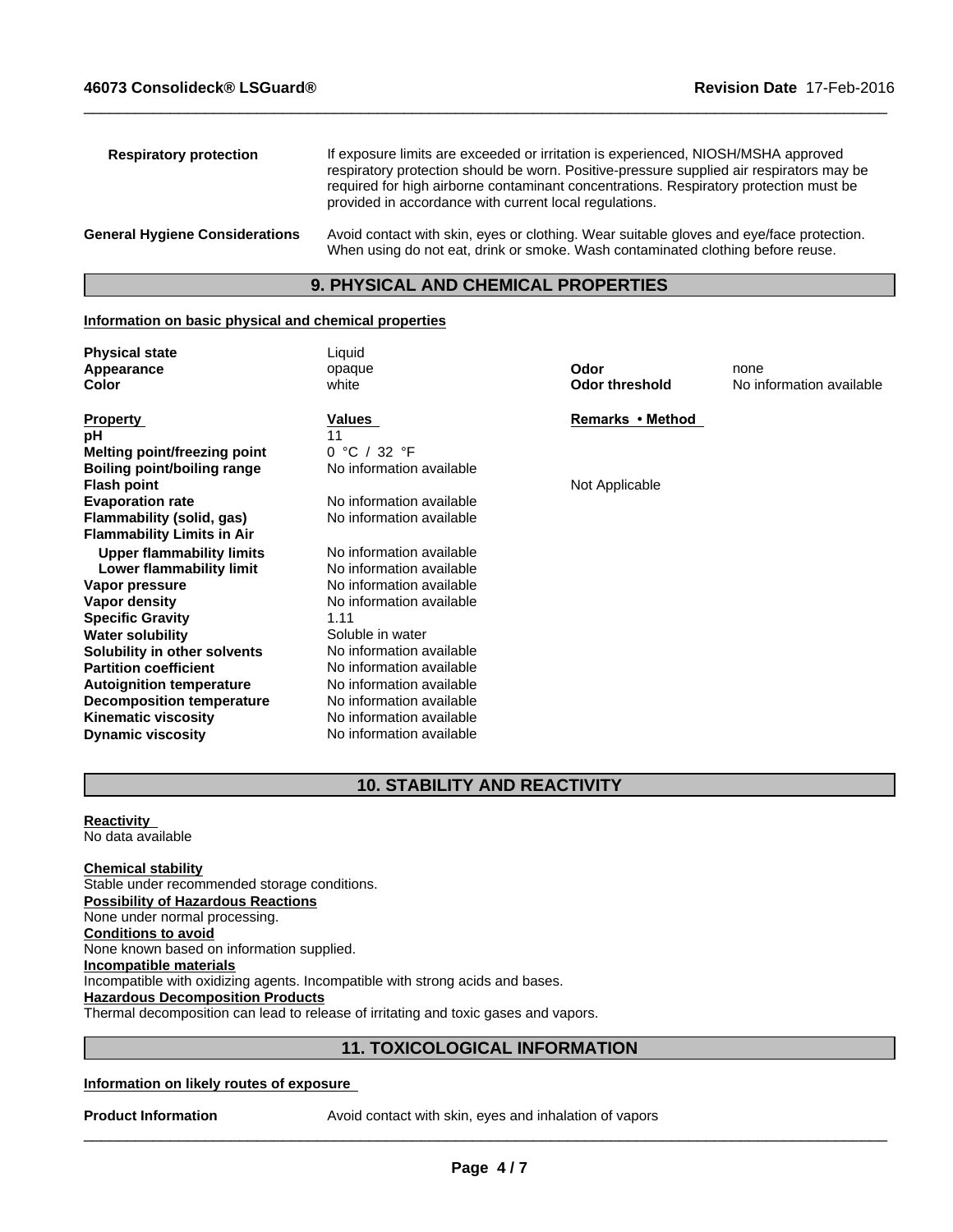**Respiratory protection** If exposure limits are exceeded or irritation is experienced, NIOSH/MSHA approved respiratory protection should be worn. Positive-pressure supplied air respirators may be required for high airborne contaminant concentrations. Respiratory protection must be provided in accordance with current local regulations.

**General Hygiene Considerations** Avoid contact with skin, eyes or clothing. Wear suitable gloves and eye/face protection. When using do not eat, drink or smoke. Wash contaminated clothing before reuse.

## 9. PHYSICAL AND CHEMICAL PROPERTIES

**Information on basic physical and chemical properties**

| | | | |
|---|---|---|---|
| **Physical state** | Liquid | | |
| **Appearance** | opaque | **Odor** | none |
| **Color** | white | **Odor threshold** | No information available |

| **Property** | **Values** | **Remarks • Method** |
|---|---|---|
| **pH** | 11 | |
| **Melting point/freezing point** | 0 °C / 32 °F | |
| **Boiling point/boiling range** | No information available | |
| **Flash point** | | Not Applicable |
| **Evaporation rate** | No information available | |
| **Flammability (solid, gas)** | No information available | |
| **Flammability Limits in Air** | | |
| **Upper flammability limits** | No information available | |
| **Lower flammability limit** | No information available | |
| **Vapor pressure** | No information available | |
| **Vapor density** | No information available | |
| **Specific Gravity** | 1.11 | |
| **Water solubility** | Soluble in water | |
| **Solubility in other solvents** | No information available | |
| **Partition coefficient** | No information available | |
| **Autoignition temperature** | No information available | |
| **Decomposition temperature** | No information available | |
| **Kinematic viscosity** | No information available | |
| **Dynamic viscosity** | No information available | |

## 10. STABILITY AND REACTIVITY

**Reactivity**
No data available

**Chemical stability**
Stable under recommended storage conditions.

**Possibility of Hazardous Reactions**
None under normal processing.

**Conditions to avoid**
None known based on information supplied.

**Incompatible materials**
Incompatible with oxidizing agents. Incompatible with strong acids and bases.

**Hazardous Decomposition Products**
Thermal decomposition can lead to release of irritating and toxic gases and vapors.

## 11. TOXICOLOGICAL INFORMATION

**Information on likely routes of exposure**

**Product Information** Avoid contact with skin, eyes and inhalation of vapors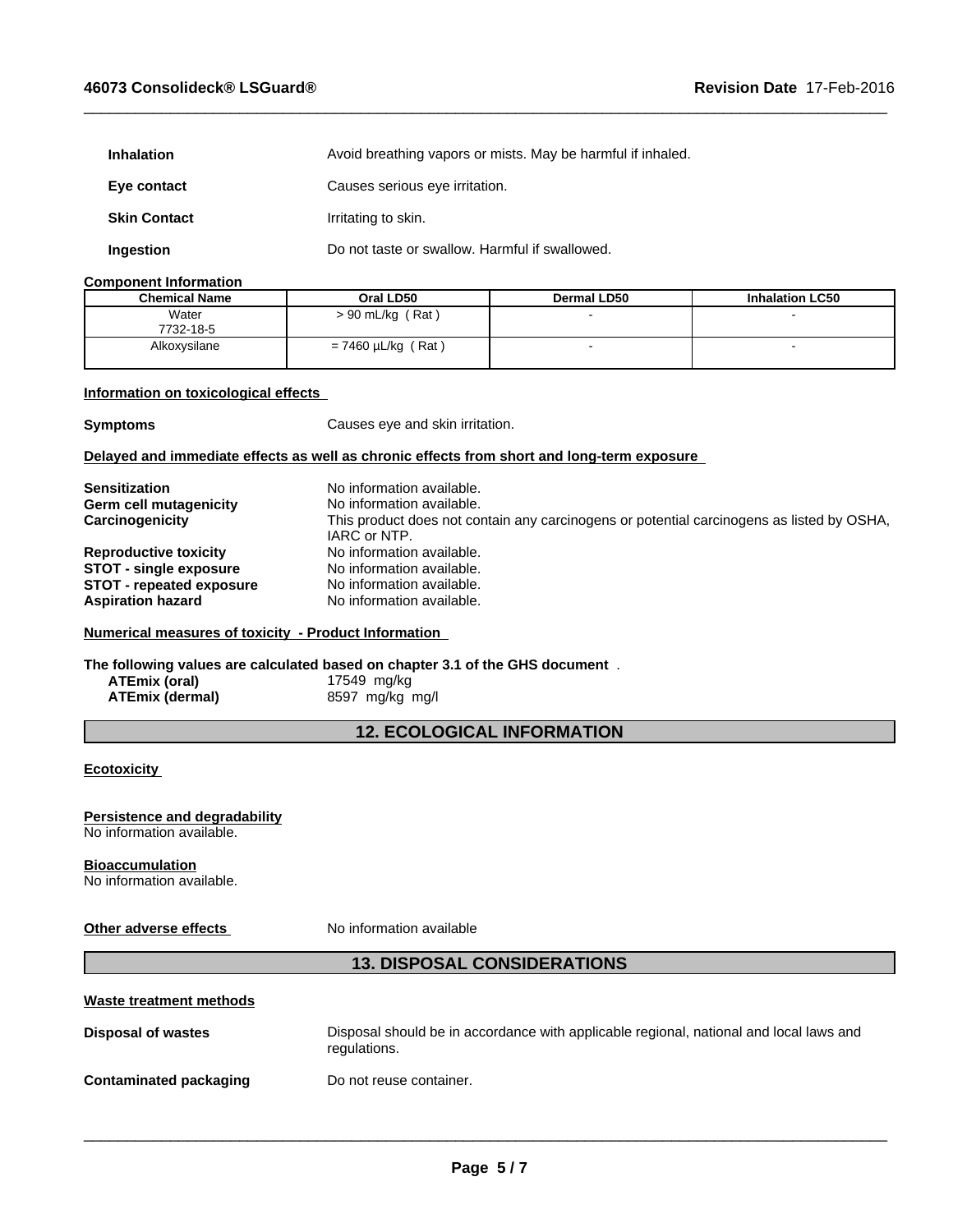| | |
|---|---|
| **Inhalation** | Avoid breathing vapors or mists. May be harmful if inhaled. |
| **Eye contact** | Causes serious eye irritation. |
| **Skin Contact** | Irritating to skin. |
| **Ingestion** | Do not taste or swallow. Harmful if swallowed. |

**Component Information**

| Chemical Name | Oral LD50 | Dermal LD50 | Inhalation LC50 |
|---|---|---|---|
| Water<br>7732-18-5 | > 90 mL/kg ( Rat ) | - | - |
| Alkoxysilane | = 7460 µL/kg ( Rat ) | - | - |

**Information on toxicological effects**

**Symptoms** Causes eye and skin irritation.

**Delayed and immediate effects as well as chronic effects from short and long-term exposure**

| | |
|---|---|
| **Sensitization** | No information available. |
| **Germ cell mutagenicity** | No information available. |
| **Carcinogenicity** | This product does not contain any carcinogens or potential carcinogens as listed by OSHA, IARC or NTP. |
| **Reproductive toxicity** | No information available. |
| **STOT - single exposure** | No information available. |
| **STOT - repeated exposure** | No information available. |
| **Aspiration hazard** | No information available. |

**Numerical measures of toxicity - Product Information**

**The following values are calculated based on chapter 3.1 of the GHS document** .

| | |
|---|---|
| **ATEmix (oral)** | 17549 mg/kg |
| **ATEmix (dermal)** | 8597 mg/kg mg/l |

## 12. ECOLOGICAL INFORMATION

**Ecotoxicity**

**Persistence and degradability**
No information available.

**Bioaccumulation**
No information available.

**Other adverse effects** No information available

## 13. DISPOSAL CONSIDERATIONS

**Waste treatment methods**

| | |
|---|---|
| **Disposal of wastes** | Disposal should be in accordance with applicable regional, national and local laws and regulations. |
| **Contaminated packaging** | Do not reuse container. |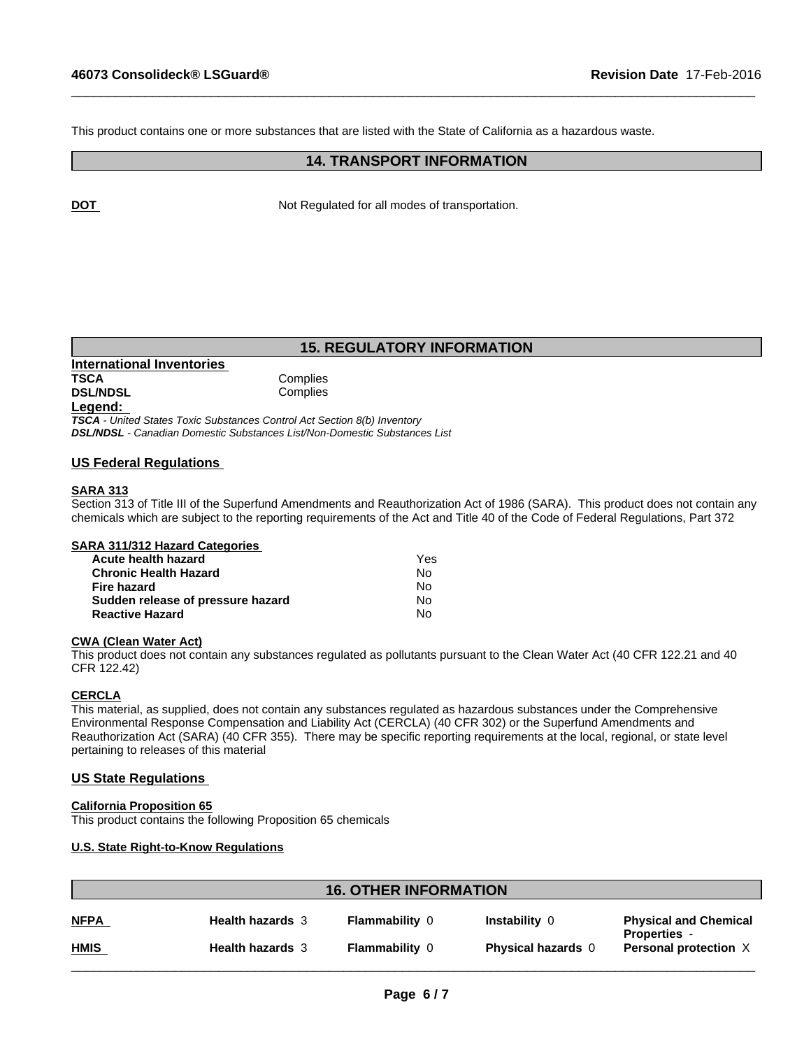This product contains one or more substances that are listed with the State of California as a hazardous waste.

## 14. TRANSPORT INFORMATION

**DOT** Not Regulated for all modes of transportation.

## 15. REGULATORY INFORMATION

**International Inventories**

| | |
|---|---|
| **TSCA** | Complies |
| **DSL/NDSL** | Complies |

**Legend:**

***TSCA*** *- United States Toxic Substances Control Act Section 8(b) Inventory*
***DSL/NDSL*** *- Canadian Domestic Substances List/Non-Domestic Substances List*

### US Federal Regulations

**SARA 313**

Section 313 of Title III of the Superfund Amendments and Reauthorization Act of 1986 (SARA). This product does not contain any chemicals which are subject to the reporting requirements of the Act and Title 40 of the Code of Federal Regulations, Part 372

**SARA 311/312 Hazard Categories**

| | |
|---|---|
| **Acute health hazard** | Yes |
| **Chronic Health Hazard** | No |
| **Fire hazard** | No |
| **Sudden release of pressure hazard** | No |
| **Reactive Hazard** | No |

**CWA (Clean Water Act)**

This product does not contain any substances regulated as pollutants pursuant to the Clean Water Act (40 CFR 122.21 and 40 CFR 122.42)

**CERCLA**

This material, as supplied, does not contain any substances regulated as hazardous substances under the Comprehensive Environmental Response Compensation and Liability Act (CERCLA) (40 CFR 302) or the Superfund Amendments and Reauthorization Act (SARA) (40 CFR 355). There may be specific reporting requirements at the local, regional, or state level pertaining to releases of this material

### US State Regulations

**California Proposition 65**

This product contains the following Proposition 65 chemicals

**U.S. State Right-to-Know Regulations**

## 16. OTHER INFORMATION

| | | | | |
|---|---|---|---|---|
| **NFPA** | **Health hazards** 3 | **Flammability** 0 | **Instability** 0 | **Physical and Chemical Properties** - |
| **HMIS** | **Health hazards** 3 | **Flammability** 0 | **Physical hazards** 0 | **Personal protection** X |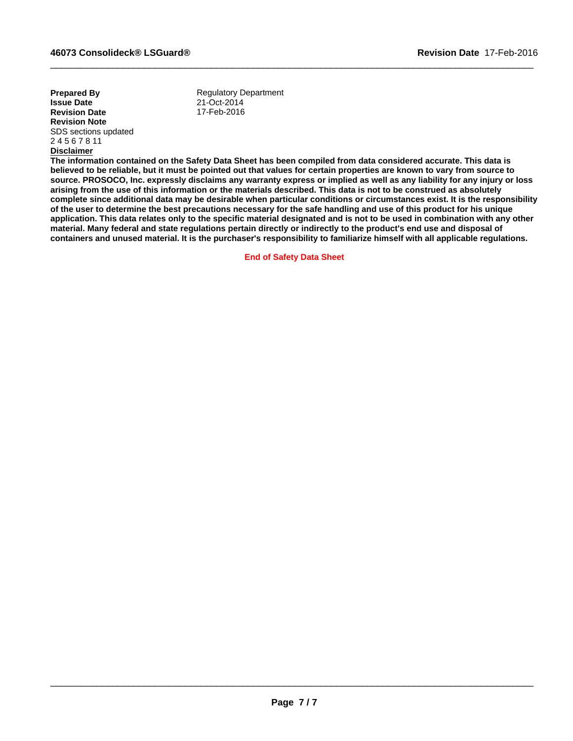| | |
|---|---|
| **Prepared By** | Regulatory Department |
| **Issue Date** | 21-Oct-2014 |
| **Revision Date** | 17-Feb-2016 |

**Revision Note**

SDS sections updated

2 4 5 6 7 8 11

**Disclaimer**

**The information contained on the Safety Data Sheet has been compiled from data considered accurate. This data is believed to be reliable, but it must be pointed out that values for certain properties are known to vary from source to source. PROSOCO, Inc. expressly disclaims any warranty express or implied as well as any liability for any injury or loss arising from the use of this information or the materials described. This data is not to be construed as absolutely complete since additional data may be desirable when particular conditions or circumstances exist. It is the responsibility of the user to determine the best precautions necessary for the safe handling and use of this product for his unique application. This data relates only to the specific material designated and is not to be used in combination with any other material. Many federal and state regulations pertain directly or indirectly to the product's end use and disposal of containers and unused material. It is the purchaser's responsibility to familiarize himself with all applicable regulations.**

**End of Safety Data Sheet**